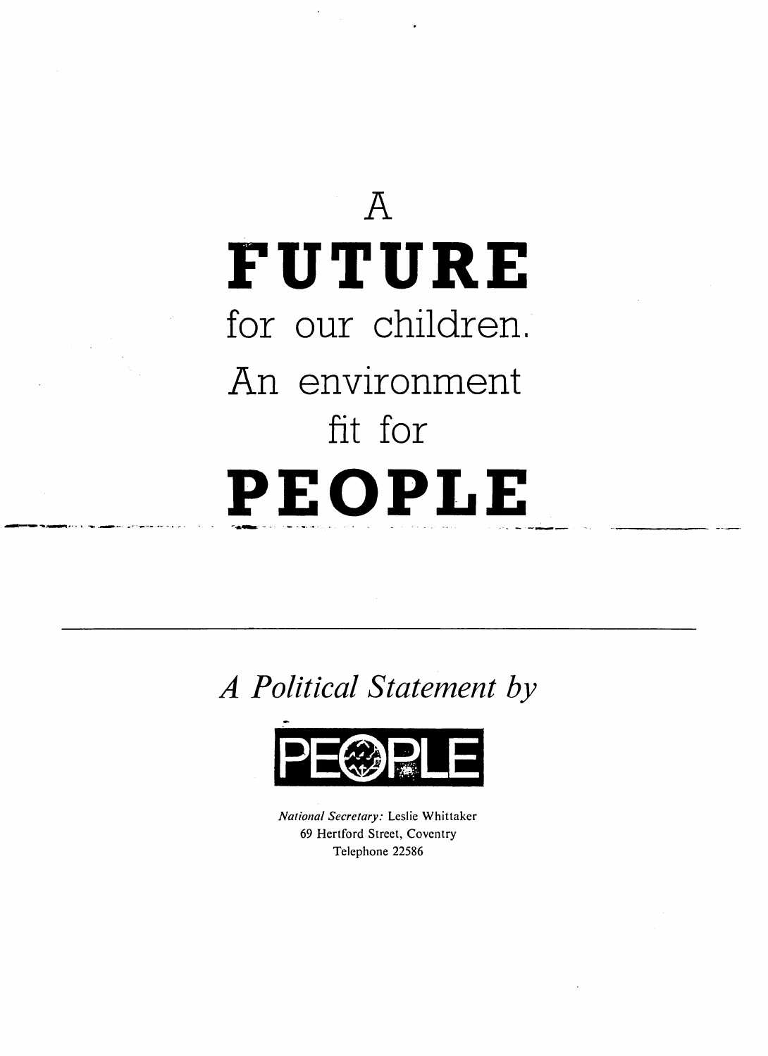# A FUTURE for our children. An environment fit for PEOPLE

---

*A Political Statement by*

**PEOPLE**

*National Secretary:* Leslie Whittaker
69 Hertford Street, Coventry
Telephone 22586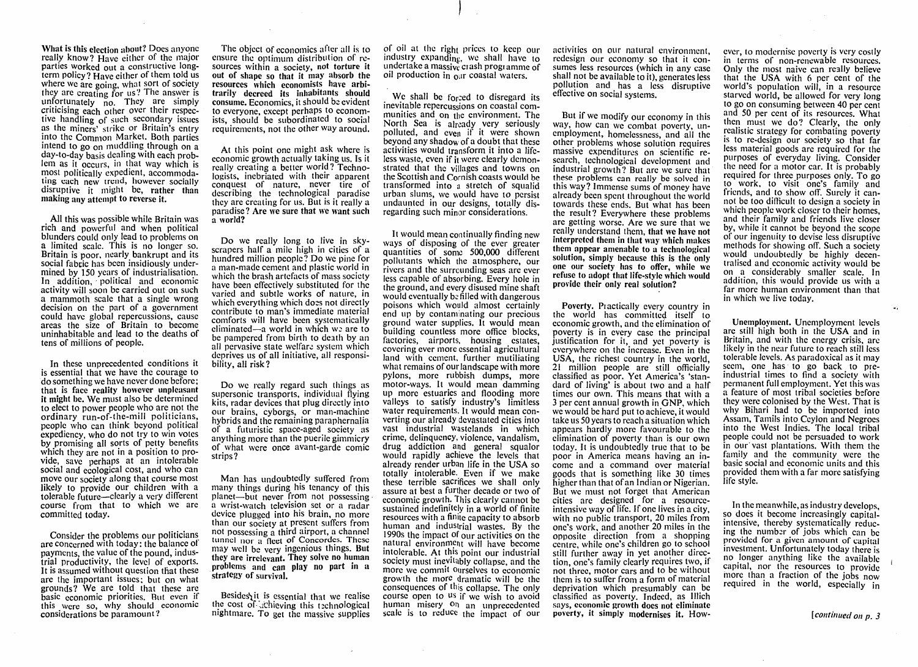**What is this election about?** Does anyone really know? Have either of the major parties worked out a constructive long-term policy? Have either of them told us where we are going, what sort of society they are creating for us? The answer is unfortunately no. They are simply criticising each other over their respective handling of such secondary issues as the miners' strike or Britain's entry into the Common Market. Both parties intend to go on muddling through on a day-to-day basis dealing with each problem as it occurs, in that way which is most politically expedient, accommodating each new trend, however socially disruptive it might be, **rather than making any attempt to reverse it.**

All this was possible while Britain was rich and powerful and when political blunders could only lead to problems on a limited scale. This is no longer so. Britain is poor, nearly bankrupt and its social fabric has been insidiously undermined by 150 years of industrialisation. In addition, political and economic activity will soon be carried out on such a mammoth scale that a single wrong decision on the part of a government could have global repercussions, cause areas the size of Britain to become uninhabitable and lead to the deaths of tens of millions of people.

In these unprecedented conditions it is essential that we have the courage to do something we have never done before; that is **face reality however unpleasant it might be.** We must also be determined to elect to power people who are not the ordinary run-of-the-mill politicians, people who can think beyond political expediency, who do not try to win votes by promising all sorts of petty benefits which they are not in a position to provide, save perhaps at an intolerable social and ecological cost, and who can move our society along that course most likely to provide our children with a tolerable future—clearly a very different course from that to which we are committed today.

Consider the problems our politicians are concerned with today: the balance of payments, the value of the pound, industrial productivity, the level of exports. It is assumed without question that these are the important issues; but on what grounds? We are told that these are basic economic priorities. But even if this were so, why should economic considerations be paramount?

The object of economics after all is to ensure the optimum distribution of resources within a society, **not torture it out of shape so that it may absorb the resources which economists have arbitrarily decreed its inhabitants should consume.** Economics, it should be evident to everyone, except perhaps to economists, should be subordinated to social requirements, not the other way around.

At this point one might ask where is economic growth actually taking us. Is it really creating a better world? Technologists, inebriated with their apparent conquest of nature, never tire of describing the technological paradise they are creating for us. But is it really a paradise? **Are we sure that we want such a world?**

Do we really long to live in skyscrapers half a mile high in cities of a hundred million people? Do we pine for a man-made cement and plastic world in which the brash artefacts of mass society have been effectively substituted for the varied and subtle works of nature, in which everything which does not directly contribute to man's immediate material comforts will have been systematically eliminated—a world in which we are to be pampered from birth to death by an all pervasive state welfare system which deprives us of all initiative, all responsibility, all risk?

Do we really regard such things as supersonic transports, individual flying kits, radar devices that plug directly into our brains, cyborgs, or man-machine hybrids and the remaining paraphernalia of a futuristic space-aged society as anything more than the puerile gimmicry of what were once avant-garde comic strips?

Man has undoubtedly suffered from many things during his tenancy of this planet—but never from not possessing a wrist-watch television set or a radar device plugged into his brain, no more than our society at present suffers from not possessing a third airport, a channel tunnel nor a fleet of Concordes. These may well be very ingenious things. **But they are irrelevant. They solve no human problems and can play no part in a strategy of survival.**

Besides it is essential that we realise the cost of achieving this technological nightmare. To get the massive supplies of oil at the right prices to keep our industry expanding, we shall have to undertake a massive crash programme of oil production in our coastal waters.

We shall be forced to disregard its inevitable repercussions on coastal communities and on the environment. The North Sea is already very seriously polluted, and even if it were shown beyond any shadow of a doubt that these activities would transform it into a lifeless waste, even if it were clearly demonstrated that the villages and towns on the Scottish and Cornish coasts would be transformed into a stretch of squalid urban slums, we would have to persist undaunted in our designs, totally disregarding such minor considerations.

It would mean continually finding new ways of disposing of the ever greater quantities of some 500,000 different pollutants which the atmosphere, our rivers and the surrounding seas are ever less capable of absorbing. Every hole in the ground, and every disused mine shaft would eventually be filled with dangerous poisons which would almost certainly end up by contaminating our precious ground water supplies. It would mean building countless more office blocks, factories, airports, housing estates, covering ever more essential agricultural land with cement, further mutilating what remains of our landscape with more pylons, more rubbish dumps, more motor-ways. It would mean damming up more estuaries and flooding more valleys to satisfy industry's limitless water requirements. It would mean converting our already devastated cities into vast industrial wastelands in which crime, delinquency, violence, vandalism, drug addiction and general squalor would rapidly achieve the levels that already render urban life in the USA so totally intolerable. Even if we make these terrible sacrifices we shall only assure at best a further decade or two of economic growth. This clearly cannot be sustained indefinitely in a world of finite resources with a finite capacity to absorb human and industrial wastes. By the 1990s the impact of our activities on the natural environment will have become intolerable. At this point our industrial society must inevitably collapse, and the more we commit ourselves to economic growth the more dramatic will be the consequences of this collapse. The only course open to us if we wish to avoid human misery on an unprecedented scale is to reduce the impact of our activities on our natural environment, redesign our economy so that it consumes less resources (which in any case shall not be available to it), generates less pollution and has a less disruptive effective on social systems.

But if we modify our economy in this way, how can we combat poverty, unemployment, homelessness, and all the other problems whose solution requires massive expenditures on scientific research, technological development and industrial growth? But are we sure that these problems can really be solved in this way? Immense sums of money have already been spent throughout the world towards these ends. But what has been the result? Everywhere these problems are getting worse. Are we sure that we really understand them, **that we have not interpreted them in that way which makes them appear amenable to a technological solution, simply because this is the only one our society has to offer, while we refuse to adopt that life-style which would provide their only real solution?**

**Poverty.** Practically every country in the world has committed itself to economic growth, and the elimination of poverty is in every case the principal justification for it, and yet poverty is everywhere on the increase. Even in the USA, the richest country in the world, 21 million people are still officially classified as poor. Yet America's 'standard of living' is about two and a half times our own. This means that with a 3 per cent annual growth in GNP, which we would be hard put to achieve, it would take us 50 years to reach a situation which appears hardly more favourable to the elimination of poverty than is our own today. It is undoubtedly true that to be poor in America means having an income and a command over material goods that is something like 30 times higher than that of an Indian or Nigerian. But we must not forget that American cities are designed for a resource-intensive way of life. If one lives in a city, with no public transport, 20 miles from one's work, and another 20 miles in the opposite direction from a shopping centre, while one's children go to school still further away in yet another direction, one's family clearly requires two, if not three, motor cars and to be without them is to suffer from a form of material deprivation which presumably can be classified as poverty. Indeed, as Illich says, **economic growth does not eliminate poverty, it simply modernises it.** However, to modernise poverty is very costly in terms of non-renewable resources. Only the most naive can really believe that the USA with 6 per cent of the world's population will, in a resource starved world, be allowed for very long to go on consuming between 40 per cent and 50 per cent of its resources. What then must we do? Clearly, the only realistic strategy for combating poverty is to re-design our society so that far less material goods are required for the purposes of everyday living. Consider the need for a motor car. It is probably required for three purposes only. To go to work, to visit one's family and friends, and to show off. Surely it cannot be too difficult to design a society in which people work closer to their homes, and their family and friends live closer by, while it cannot be beyond the scope of our ingenuity to devise less disruptive methods for showing off. Such a society would undoubtedly be highly decentralised and economic activity would be on a considerably smaller scale. In addition, this would provide us with a far more human environment than that in which we live today.

**Unemployment.** Unemployment levels are still high both in the USA and in Britain, and with the energy crisis, are likely in the near future to reach still less tolerable levels. As paradoxical as it may seem, one has to go back to pre-industrial times to find a society with permanent full employment. Yet this was a feature of most tribal societies before they were colonised by the West. That is why Bihari had to be imported into Assam, Tamils into Ceylon and Negroes into the West Indies. The local tribal people could not be persuaded to work in our vast plantations. With them the family and the community were the basic social and economic units and this provided them with a far more satisfying life style.

In the meanwhile, as industry develops, so does it become increasingly capital-intensive, thereby systematically reducing the number of jobs which can be provided for a given amount of capital investment. Unfortunately today there is no longer anything like the available capital, nor the resources to provide more than a fraction of the jobs now required in the world, especially in

*[continued on p. 3*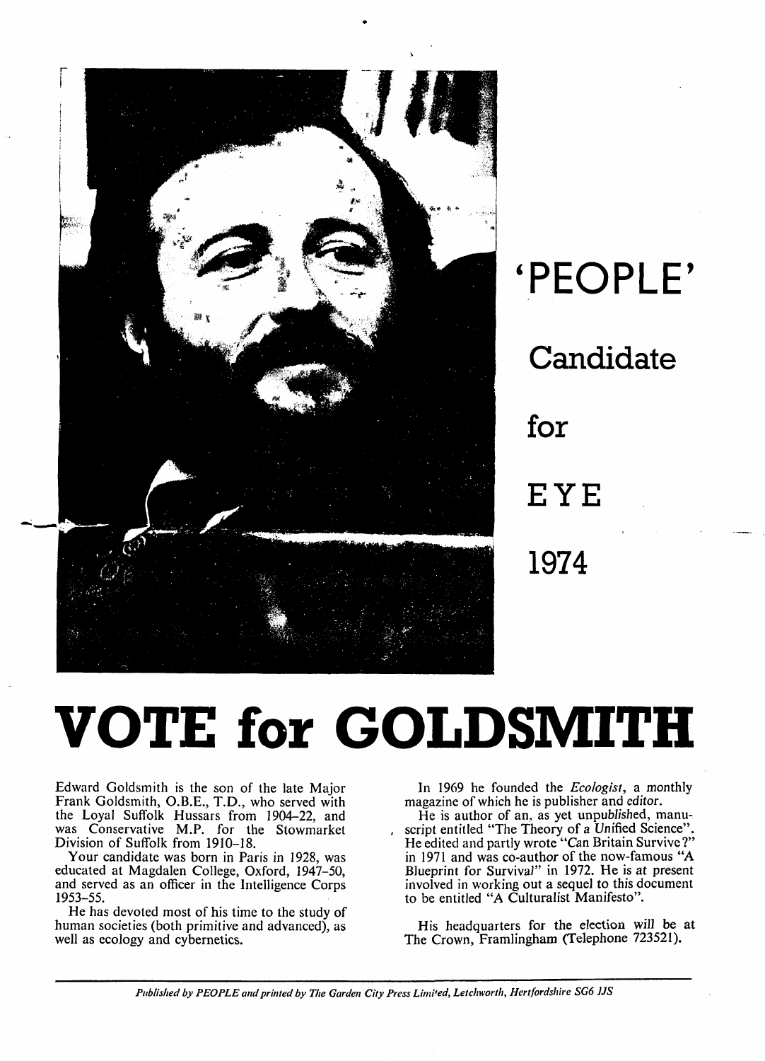## 'PEOPLE'

## Candidate

## for

## EYE

## 1974

# VOTE for GOLDSMITH

Edward Goldsmith is the son of the late Major Frank Goldsmith, O.B.E., T.D., who served with the Loyal Suffolk Hussars from 1904–22, and was Conservative M.P. for the Stowmarket Division of Suffolk from 1910–18.

Your candidate was born in Paris in 1928, was educated at Magdalen College, Oxford, 1947–50, and served as an officer in the Intelligence Corps 1953–55.

He has devoted most of his time to the study of human societies (both primitive and advanced), as well as ecology and cybernetics.

In 1969 he founded the *Ecologist*, a monthly magazine of which he is publisher and editor.

He is author of an, as yet unpublished, manuscript entitled "The Theory of a Unified Science". He edited and partly wrote "Can Britain Survive?" in 1971 and was co-author of the now-famous "A Blueprint for Survival" in 1972. He is at present involved in working out a sequel to this document to be entitled "A Culturalist Manifesto".

His headquarters for the election will be at The Crown, Framlingham (Telephone 723521).

*Published by PEOPLE and printed by The Garden City Press Limited, Letchworth, Hertfordshire SG6 1JS*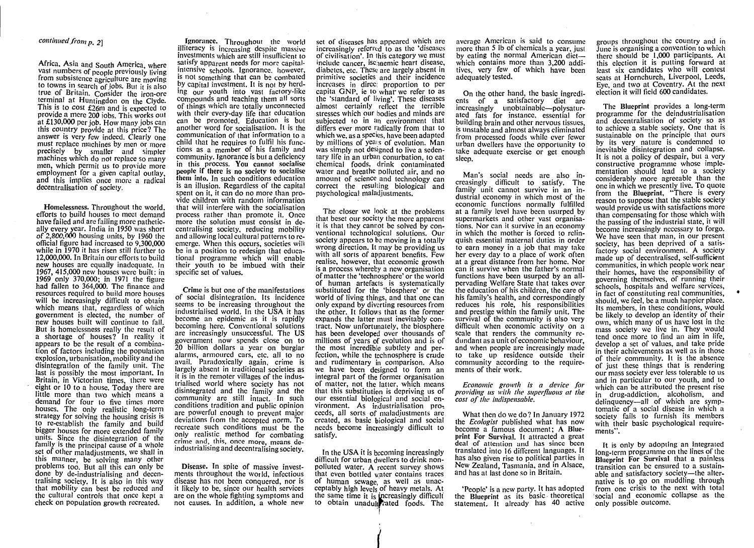*continued from p. 2]*

Africa, Asia and South America, where vast numbers of people previously living from subsistence agriculture are moving to towns in search of jobs. But it is also true of Britain. Consider the iron-ore terminal at Huntingdon on the Clyde. This is to cost £26m and is expected to provide a mere 200 jobs. This works out at £130,000 per job. How many jobs can this country provide at this price? The answer is very few indeed. Clearly one must replace machines by men or more precisely by smaller and simpler machines which do not replace so many men, which permit us to provide more employment for a given capital outlay, and this implies once more a radical decentralisation of society.

**Homelessness.** Throughout the world, efforts to build houses to meet demand have failed and are failing more pathetically every year. India in 1950 was short of 2,800,000 housing units, by 1960 the official figure had increased to 9,300,000 while in 1970 it has risen still further to 12,000,000. In Britain our efforts to build new houses are equally inadequate. In 1967, 415,000 new houses were built; in 1969 only 370,000; in 1971 the figure had fallen to 364,000. The finance and resources required to build more houses will be increasingly difficult to obtain which means that, regardless of which government is elected, the number of new houses built will continue to fall. But is homelessness really the result of a shortage of houses? In reality it appears to be the result of a combination of factors including the population explosion, urbanisation, mobility and the disintegration of the family unit. The last is possibly the most important. In Britain, in Victorian times, there were eight or 10 to a house. Today there are little more than two which means a demand for four to five times more houses. The only realistic long-term strategy for solving the housing crisis is to re-establish the family and build bigger houses for more extended family units. Since the disintegration of the family is the principal cause of a whole set of other maladjustments, we shall in this manner, be solving many other problems too. But all this can only be done by de-industrialising and decentralising society. It is also in this way that mobility can best be reduced and the cultural controls that once kept a check on population growth recreated.

**Ignorance.** Throughout the world illiteracy is increasing despite massive investments which are still insufficient to satisfy apparent needs for more capital-intensive schools. Ignorance, however, is not something that can be combated by capital investment. It is not by herding our youth into vast factory-like compounds and teaching them all sorts of things which are totally unconnected with their every-day life that education can be promoted. Education is but another word for socialisation. It is the communication of that information to a child that he requires to fulfil his functions as a member of his family and community. Ignorance is but a deficiency in this process. **You cannot socialise people if there is no society to socialise them into.** In such conditions education is an illusion. Regardless of the capital spent on it, it can do no more than provide children with random information that will interfere with the socialisation process rather than promote it. Once more the solution must consist in decentralising society, reducing mobility and allowing local cultural patterns to re-emerge. When this occurs, societies will be in a position to redesign that educational programme which will enable their youth to be imbued with their specific set of values.

**Crime** is but one of the manifestations of social disintegration. Its incidence seems to be increasing throughout the industrialised world. In the USA it has become an epidemic as it is rapidly becoming here. Conventional solutions are increasingly unsuccessful. The US government now spends close on to 20 billion dollars a year on burglar alarms, armoured cars, etc. all to no avail. Paradoxically again, crime is largely absent in traditional societies as it is in the remoter villages of the industrialised world where society has not disintegrated and the family and the community are still intact. In such conditions tradition and public opinion are powerful enough to prevent major deviations from the accepted norm. To recreate such conditions must be the only realistic method for combating crime and, this, once more, means de-industrialising and decentralising society.

**Disease.** In spite of massive investments throughout the world, infectious disease has not been conquered, nor is it likely to be, since our health services are on the whole fighting symptoms and not causes. In addition, a whole new set of diseases has appeared which are increasingly referred to as the 'diseases of civilisation'. In this category we must include cancer, ischaemic heart disease, diabetes, etc. These are largely absent in primitive societies and their incidence increases in direct proportion to per capita GNP, ie to what we refer to as the 'standard of living'. These diseases almost certainly reflect the terrible stresses which our bodies and minds are subjected to in an environment that differs ever more radically from that to which we, as a species, have been adapted by millions of years of evolution. Man was simply not designed to live a sedentary life in an urban conurbation, to eat chemical foods, drink contaminated water and breathe polluted air, and no amount of science and technology can correct the resulting biological and psychological maladjustments.

The closer we look at the problems that beset our society the more apparent it is that they cannot be solved by conventional technological solutions. Our society appears to be moving in a totally wrong direction. It may be providing us with all sorts of apparent benefits. Few realise, however, that economic growth is a process whereby a new organisation of matter the 'technosphere' or the world of human artefacts is systematically substituted for the 'biosphere' or the world of living things, and that one can only expand by diverting resources from the other. It follows that as the former expands the latter must inevitably contract. Now unfortunately, the biosphere has been developed over thousands of millions of years of evolution and is of the most incredible subtlety and perfection, while the technosphere is crude and rudimentary in comparison. Also we have been designed to form an integral part of the former organisation of matter, not the latter, which means that this substitution is depriving us of our essential biological and social environment. As industrialisation proceeds, all sorts of maladjustments are created, as basic biological and social needs become increasingly difficult to satisfy.

In the USA it is becoming increasingly difficult for urban dwellers to drink non-polluted water. A recent survey shows that even bottled water contains traces of human sewage, as well as unacceptably high levels of heavy metals. At the same time it is increasingly difficult to obtain unadulterated foods. The average American is said to consume more than 5 lb of chemicals a year, just by eating the normal American diet—which contains more than 3,200 additives, very few of which have been adequately tested.

On the other hand, the basic ingredients of a satisfactory diet are increasingly unobtainable—polysaturated fats for instance, essential for building brain and other nervous tissues, is unstable and almost always eliminated from processed foods while ever fewer urban dwellers have the opportunity to take adequate exercise or get enough sleep.

Man's social needs are also increasingly difficult to satisfy. The family unit cannot survive in an industrial economy in which most of the economic functions normally fulfilled at a family level have been usurped by supermarkets and other vast organisations. Nor can it survive in an economy in which the mother is forced to relinquish essential maternal duties in order to earn money in a job that may take her every day to a place of work often at a great distance from her home. Nor can it survive when the father's normal functions have been usurped by an all-pervading Welfare State that takes over the education of his children, the care of his family's health, and correspondingly reduces his role, his responsibilities and prestige within the family unit. The survival of the community is also very difficult when economic activity on a scale that renders the community redundant as a unit of economic behaviour, and when people are increasingly made to take up residence outside their community according to the requirements of their work.

*Economic growth is a device for providing us with the superfluous at the cost of the indispensable.*

What then do we do? In January 1972 the *Ecologist* published what has now become a famous document; **A Blueprint For Survival.** It attracted a great deal of attention and has since been translated into 16 different languages. It has also given rise to political parties in New Zealand, Tasmania, and in Alsace, and has at last done so in Britain.

'People' is a new party. It has adopted the **Blueprint** as its basic theoretical statement. It already has 40 active groups throughout the country and in June is organising a convention to which there should be 1,000 participants. At this election it is putting forward at least six candidates who will contest seats at Hornchurch, Liverpool, Leeds, Eye, and two at Coventry. At the next election it will field 600 candidates.

The **Blueprint** provides a long-term programme for the deindustrialisation and decentralisation of society so as to achieve a stable society. One that is sustainable on the principle that ours by its very nature is condemned to inevitable disintegration and collapse. It is not a policy of despair, but a very constructive programme whose implementation should lead to a society considerably more agreeable than the one in which we presently live. To quote from the **Blueprint**, "There is every reason to suppose that the stable society would provide us with satisfactions more than compensating for those which with the passing of the industrial state, it will become increasingly necessary to forgo. We have seen that man, in our present society, has been deprived of a satisfactory social environment. A society made up of decentralised, self-sufficient communities, in which people work near their homes, have the responsibility of governing themselves, of running their schools, hospitals and welfare services, in fact of constituting real communities, should, we feel, be a much happier place. Its members, in these conditions, would be likely to develop an identity of their own, which many of us have lost in the mass society we live in. They would tend once more to find an aim in life, develop a set of values, and take pride in their achievements as well as in those of their community. It is the absence of just these things that is rendering our mass society ever less tolerable to us and in particular to our youth, and to which can be attributed the present rise in drug-addiction, alcoholism, and delinquency—all of which are symptomatic of a social disease in which a society fails to furnish its members with their basic psychological requirements".

It is only by adopting an integrated long-term programme on the lines of the **Blueprint For Survival** that a painless transition can be ensured to a sustainable and satisfactory society—the alternative is to go on muddling through from one crisis to the next with total social and economic collapse as the only possible outcome.